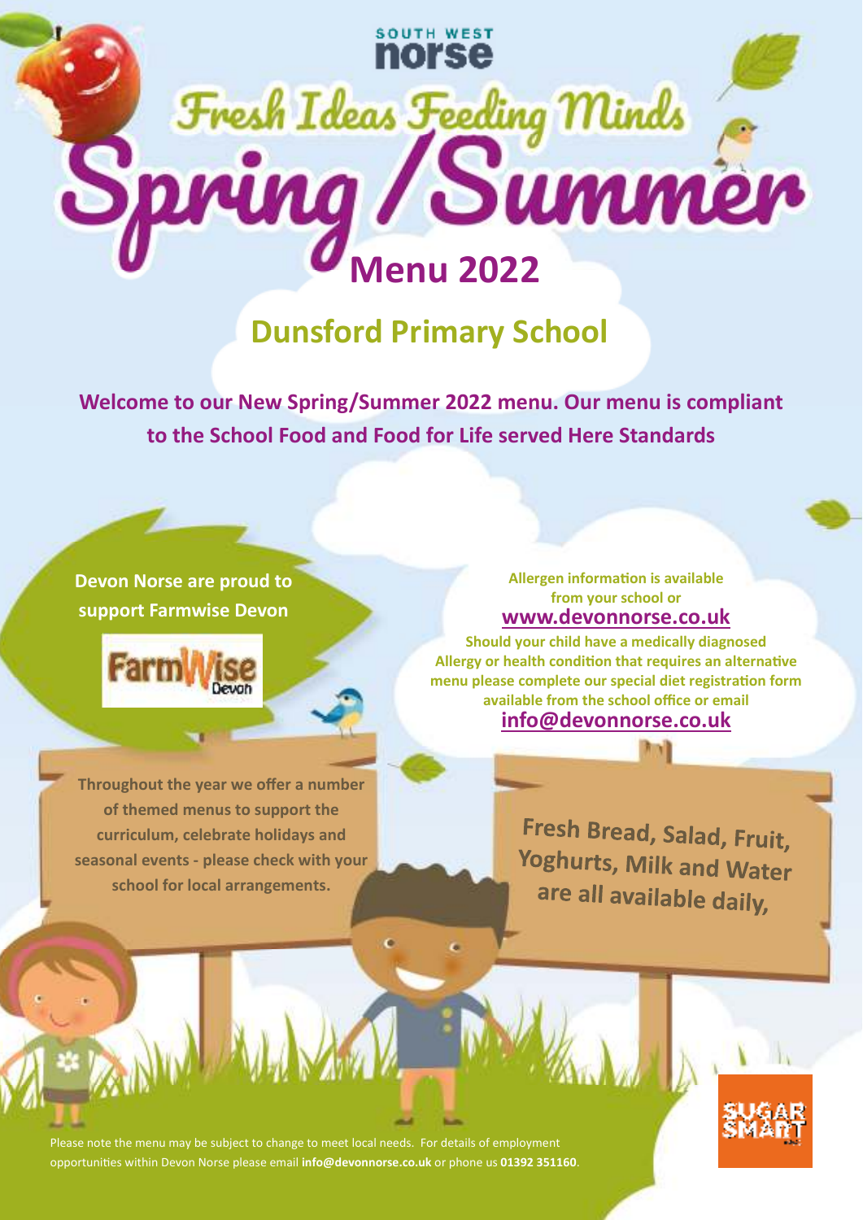SOUTH WEST norse

# Fresh Ideas Feeding Minds

# Spring/Summer Menu 2022

## Dunsford Primary School

**Welcome to our New Spring/Summer 2022 menu. Our menu is compliant to the School Food and Food for Life served Here Standards**

**Devon Norse are proud to support Farmwise Devon**

FarmWise Devon

**Allergen information is available from your school or [www.devonnorse.co.uk](http://www.devonnorse.co.uk)**

**Should your child have a medically diagnosed Allergy or health condition that requires an alternative menu please complete our special diet registration form available from the school office or email [info@devonnorse.co.uk](mailto:info@devonnorse.co.uk)**

**Throughout the year we offer a number of themed menus to support the curriculum, celebrate holidays and seasonal events - please check with your school for local arrangements.**

**Fresh Bread, Salad, Fruit, Yoghurts, Milk and Water are all available daily,**

Please note the menu may be subject to change to meet local needs. For details of employment opportunities within Devon Norse please email **info@devonnorse.co.uk** or phone us **01392 351160**.

SUGAR SMART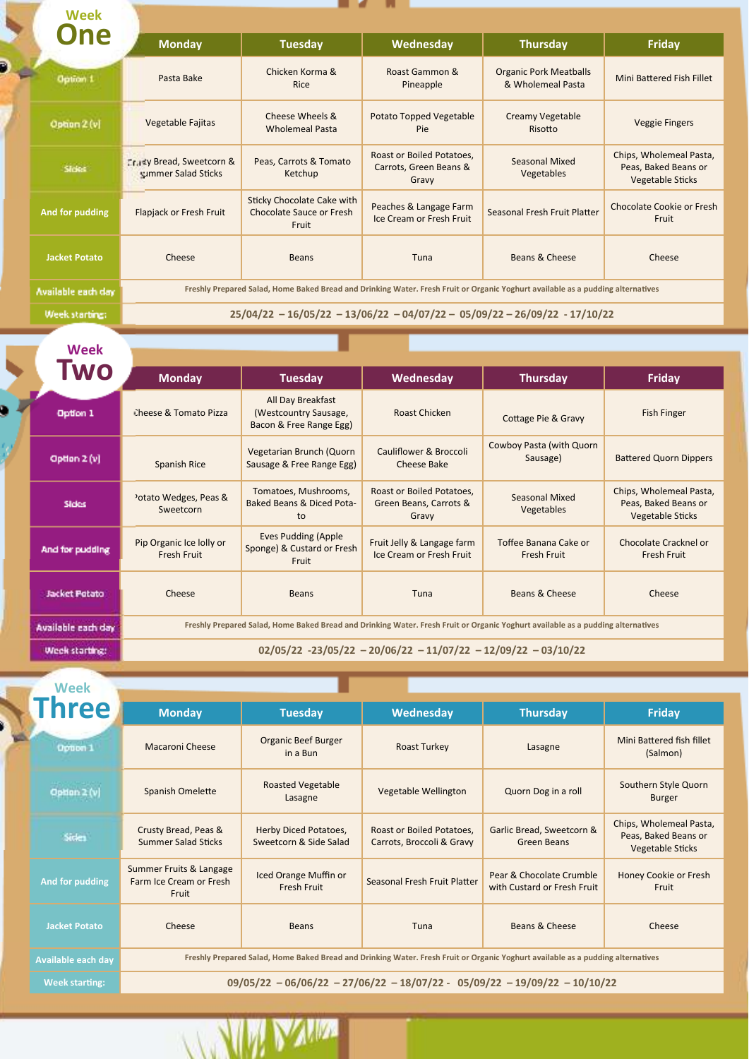## Week One

| | Monday | Tuesday | Wednesday | Thursday | Friday |
|---|---|---|---|---|---|
| Option 1 | Pasta Bake | Chicken Korma & Rice | Roast Gammon & Pineapple | Organic Pork Meatballs & Wholemeal Pasta | Mini Battered Fish Fillet |
| Option 2 (v) | Vegetable Fajitas | Cheese Wheels & Wholemeal Pasta | Potato Topped Vegetable Pie | Creamy Vegetable Risotto | Veggie Fingers |
| Sides | Crusty Bread, Sweetcorn & Summer Salad Sticks | Peas, Carrots & Tomato Ketchup | Roast or Boiled Potatoes, Carrots, Green Beans & Gravy | Seasonal Mixed Vegetables | Chips, Wholemeal Pasta, Peas, Baked Beans or Vegetable Sticks |
| And for pudding | Flapjack or Fresh Fruit | Sticky Chocolate Cake with Chocolate Sauce or Fresh Fruit | Peaches & Langage Farm Ice Cream or Fresh Fruit | Seasonal Fresh Fruit Platter | Chocolate Cookie or Fresh Fruit |
| Jacket Potato | Cheese | Beans | Tuna | Beans & Cheese | Cheese |
| Available each day | Freshly Prepared Salad, Home Baked Bread and Drinking Water. Fresh Fruit or Organic Yoghurt available as a pudding alternatives | | | | |
| Week starting: | 25/04/22 – 16/05/22 – 13/06/22 – 04/07/22 – 05/09/22 – 26/09/22 - 17/10/22 | | | | |

## Week Two

| | Monday | Tuesday | Wednesday | Thursday | Friday |
|---|---|---|---|---|---|
| Option 1 | Cheese & Tomato Pizza | All Day Breakfast (Westcountry Sausage, Bacon & Free Range Egg) | Roast Chicken | Cottage Pie & Gravy | Fish Finger |
| Option 2 (v) | Spanish Rice | Vegetarian Brunch (Quorn Sausage & Free Range Egg) | Cauliflower & Broccoli Cheese Bake | Cowboy Pasta (with Quorn Sausage) | Battered Quorn Dippers |
| Sides | Potato Wedges, Peas & Sweetcorn | Tomatoes, Mushrooms, Baked Beans & Diced Potato | Roast or Boiled Potatoes, Green Beans, Carrots & Gravy | Seasonal Mixed Vegetables | Chips, Wholemeal Pasta, Peas, Baked Beans or Vegetable Sticks |
| And for pudding | Pip Organic Ice lolly or Fresh Fruit | Eves Pudding (Apple Sponge) & Custard or Fresh Fruit | Fruit Jelly & Langage farm Ice Cream or Fresh Fruit | Toffee Banana Cake or Fresh Fruit | Chocolate Cracknel or Fresh Fruit |
| Jacket Potato | Cheese | Beans | Tuna | Beans & Cheese | Cheese |
| Available each day | Freshly Prepared Salad, Home Baked Bread and Drinking Water. Fresh Fruit or Organic Yoghurt available as a pudding alternatives | | | | |
| Week starting: | 02/05/22 -23/05/22 – 20/06/22 – 11/07/22 – 12/09/22 – 03/10/22 | | | | |

## Week Three

| | Monday | Tuesday | Wednesday | Thursday | Friday |
|---|---|---|---|---|---|
| Option 1 | Macaroni Cheese | Organic Beef Burger in a Bun | Roast Turkey | Lasagne | Mini Battered fish fillet (Salmon) |
| Option 2 (v) | Spanish Omelette | Roasted Vegetable Lasagne | Vegetable Wellington | Quorn Dog in a roll | Southern Style Quorn Burger |
| Sides | Crusty Bread, Peas & Summer Salad Sticks | Herby Diced Potatoes, Sweetcorn & Side Salad | Roast or Boiled Potatoes, Carrots, Broccoli & Gravy | Garlic Bread, Sweetcorn & Green Beans | Chips, Wholemeal Pasta, Peas, Baked Beans or Vegetable Sticks |
| And for pudding | Summer Fruits & Langage Farm Ice Cream or Fresh Fruit | Iced Orange Muffin or Fresh Fruit | Seasonal Fresh Fruit Platter | Pear & Chocolate Crumble with Custard or Fresh Fruit | Honey Cookie or Fresh Fruit |
| Jacket Potato | Cheese | Beans | Tuna | Beans & Cheese | Cheese |
| Available each day | Freshly Prepared Salad, Home Baked Bread and Drinking Water. Fresh Fruit or Organic Yoghurt available as a pudding alternatives | | | | |
| Week starting: | 09/05/22 – 06/06/22 – 27/06/22 – 18/07/22 - 05/09/22 – 19/09/22 – 10/10/22 | | | | |